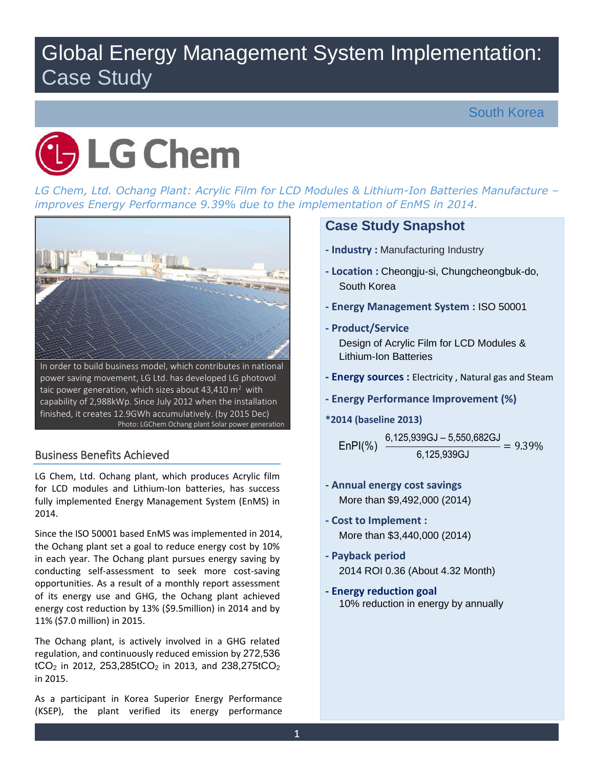# Global Energy Management System Implementation: Case Study

South Korea

LG Chem

*LG Chem, Ltd. Ochang Plant: Acrylic Film for LCD Modules & Lithium-Ion Batteries Manufacture – improves Energy Performance 9.39% due to the implementation of EnMS in 2014.*

In order to build business model, which contributes in national power saving movement, LG Ltd. has developed LG photovoltaic power generation, which sizes about 43,410 $m^2$ with capability of 2,988kWp. Since July 2012 when the installation finished, it creates 12.9GWh accumulatively. (by 2015 Dec)

Photo: LGChem Ochang plant Solar power generation

## Business Benefits Achieved

LG Chem, Ltd. Ochang plant, which produces Acrylic film for LCD modules and Lithium-Ion batteries, has success fully implemented Energy Management System (EnMS) in 2014.

Since the ISO 50001 based EnMS was implemented in 2014, the Ochang plant set a goal to reduce energy cost by 10% in each year. The Ochang plant pursues energy saving by conducting self-assessment to seek more cost-saving opportunities. As a result of a monthly report assessment of its energy use and GHG, the Ochang plant achieved energy cost reduction by 13% ($9.5million) in 2014 and by 11% ($7.0 million) in 2015.

The Ochang plant, is actively involved in a GHG related regulation, and continuously reduced emission by 272,536 $tCO_2$ in 2012, 253,285$tCO_2$ in 2013, and 238,275$tCO_2$ in 2015.

As a participant in Korea Superior Energy Performance (KSEP), the plant verified its energy performance

## Case Study Snapshot

- **Industry :** Manufacturing Industry
- **Location :** Cheongju-si, Chungcheongbuk-do, South Korea
- **Energy Management System :** ISO 50001
- **Product/Service**
  Design of Acrylic Film for LCD Modules & Lithium-Ion Batteries
- **Energy sources :** Electricity , Natural gas and Steam
- **Energy Performance Improvement (%)**

**\*2014 (baseline 2013)**

$$EnPI(\%)\ \frac{6{,}125{,}939GJ - 5{,}550{,}682GJ}{6{,}125{,}939GJ} = 9.39\%$$

- **Annual energy cost savings**
  More than $9,492,000 (2014)
- **Cost to Implement :**
  More than $3,440,000 (2014)
- **Payback period**
  2014 ROI 0.36 (About 4.32 Month)
- **Energy reduction goal**
  10% reduction in energy by annually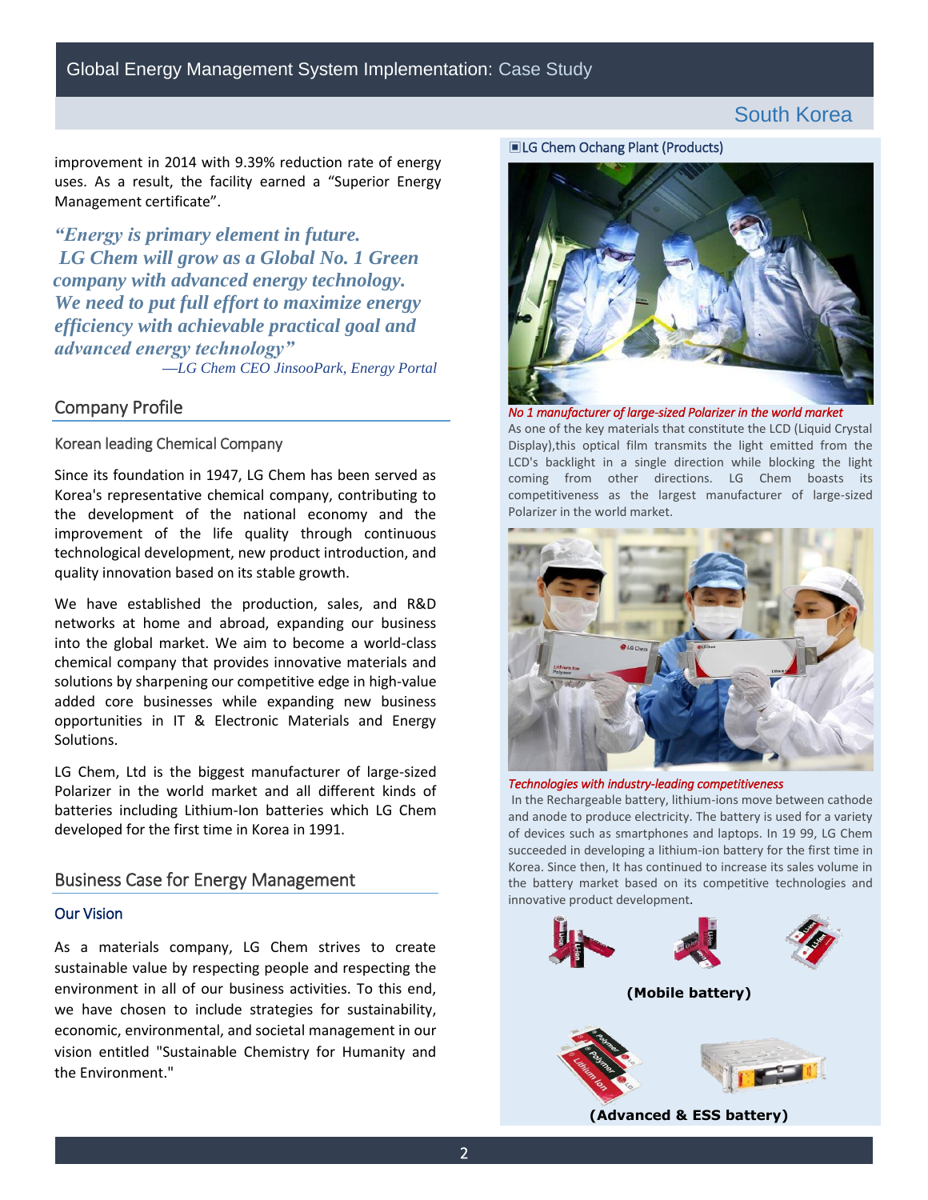improvement in 2014 with 9.39% reduction rate of energy uses. As a result, the facility earned a "Superior Energy Management certificate".

*"Energy is primary element in future. LG Chem will grow as a Global No. 1 Green company with advanced energy technology. We need to put full effort to maximize energy efficiency with achievable practical goal and advanced energy technology"*

*—LG Chem CEO JinsooPark, Energy Portal*

## Company Profile

### Korean leading Chemical Company

Since its foundation in 1947, LG Chem has been served as Korea's representative chemical company, contributing to the development of the national economy and the improvement of the life quality through continuous technological development, new product introduction, and quality innovation based on its stable growth.

We have established the production, sales, and R&D networks at home and abroad, expanding our business into the global market. We aim to become a world-class chemical company that provides innovative materials and solutions by sharpening our competitive edge in high-value added core businesses while expanding new business opportunities in IT & Electronic Materials and Energy Solutions.

LG Chem, Ltd is the biggest manufacturer of large-sized Polarizer in the world market and all different kinds of batteries including Lithium-Ion batteries which LG Chem developed for the first time in Korea in 1991.

## Business Case for Energy Management

### Our Vision

As a materials company, LG Chem strives to create sustainable value by respecting people and respecting the environment in all of our business activities. To this end, we have chosen to include strategies for sustainability, economic, environmental, and societal management in our vision entitled "Sustainable Chemistry for Humanity and the Environment."

▣LG Chem Ochang Plant (Products)

*No 1 manufacturer of large-sized Polarizer in the world market*

As one of the key materials that constitute the LCD (Liquid Crystal Display),this optical film transmits the light emitted from the LCD's backlight in a single direction while blocking the light coming from other directions. LG Chem boasts its competitiveness as the largest manufacturer of large-sized Polarizer in the world market.

*Technologies with industry-leading competitiveness*

In the Rechargeable battery, lithium-ions move between cathode and anode to produce electricity. The battery is used for a variety of devices such as smartphones and laptops. In 19 99, LG Chem succeeded in developing a lithium-ion battery for the first time in Korea. Since then, It has continued to increase its sales volume in the battery market based on its competitive technologies and innovative product development.

**(Mobile battery)**

**(Advanced & ESS battery)**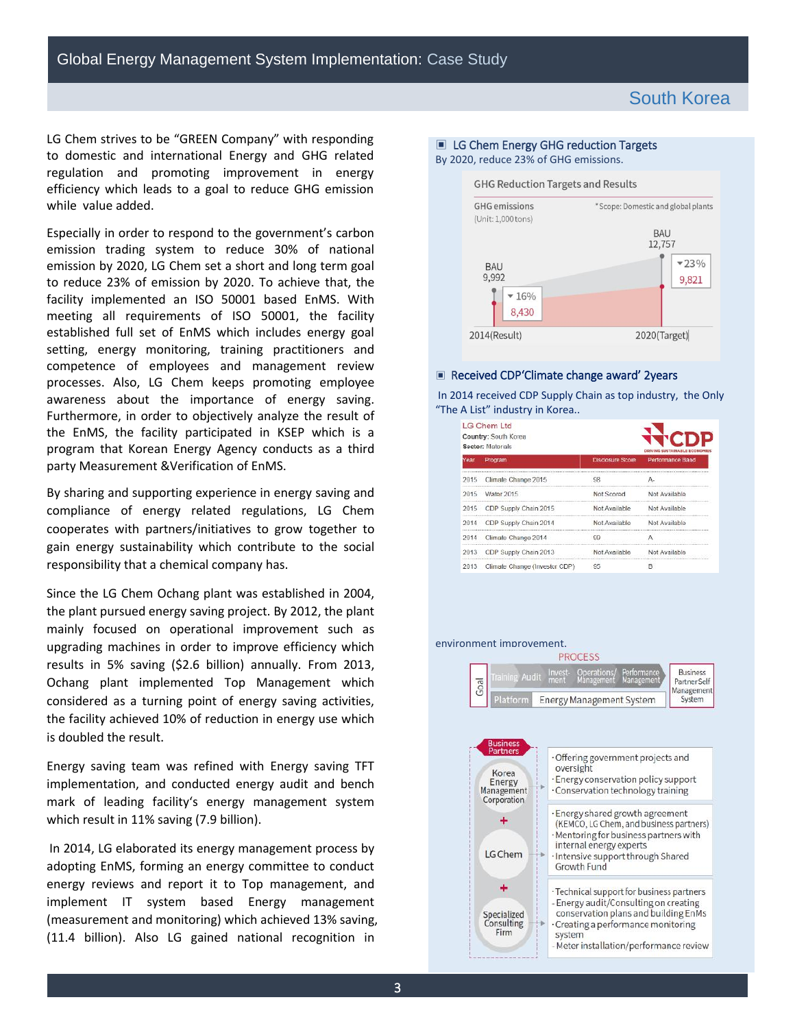## South Korea

LG Chem strives to be "GREEN Company" with responding to domestic and international Energy and GHG related regulation and promoting improvement in energy efficiency which leads to a goal to reduce GHG emission while value added.

Especially in order to respond to the government's carbon emission trading system to reduce 30% of national emission by 2020, LG Chem set a short and long term goal to reduce 23% of emission by 2020. To achieve that, the facility implemented an ISO 50001 based EnMS. With meeting all requirements of ISO 50001, the facility established full set of EnMS which includes energy goal setting, energy monitoring, training practitioners and competence of employees and management review processes. Also, LG Chem keeps promoting employee awareness about the importance of energy saving. Furthermore, in order to objectively analyze the result of the EnMS, the facility participated in KSEP which is a program that Korean Energy Agency conducts as a third party Measurement &Verification of EnMS.

By sharing and supporting experience in energy saving and compliance of energy related regulations, LG Chem cooperates with partners/initiatives to grow together to gain energy sustainability which contribute to the social responsibility that a chemical company has.

Since the LG Chem Ochang plant was established in 2004, the plant pursued energy saving project. By 2012, the plant mainly focused on operational improvement such as upgrading machines in order to improve efficiency which results in 5% saving ($2.6 billion) annually. From 2013, Ochang plant implemented Top Management which considered as a turning point of energy saving activities, the facility achieved 10% of reduction in energy use which is doubled the result.

Energy saving team was refined with Energy saving TFT implementation, and conducted energy audit and bench mark of leading facility's energy management system which result in 11% saving (7.9 billion).

In 2014, LG elaborated its energy management process by adopting EnMS, forming an energy committee to conduct energy reviews and report it to Top management, and implement IT system based Energy management (measurement and monitoring) which achieved 13% saving, (11.4 billion). Also LG gained national recognition in environment improvement.

### LG Chem Energy GHG reduction Targets

By 2020, reduce 23% of GHG emissions.

**GHG Reduction Targets and Results**

GHG emissions (Unit: 1,000 tons) — *Scope: Domestic and global plants

| | 2014(Result) | 2020(Target) |
|---|---|---|
| BAU | 9,992 | 12,757 |
| Actual/Target | 8,430 (▼16%) | 9,821 (▼23%) |

### Received CDP'Climate change award' 2years

In 2014 received CDP Supply Chain as top industry, the Only "The A List" industry in Korea..

LG Chem Ltd
Country: South Korea
Sector: Materials

| Year | Program | Disclosure Score | Performance Band |
|---|---|---|---|
| 2015 | Climate Change 2015 | 98 | A- |
| 2015 | Water 2015 | Not Scored | Not Available |
| 2015 | CDP Supply Chain 2015 | Not Available | Not Available |
| 2014 | CDP Supply Chain 2014 | Not Available | Not Available |
| 2014 | Climate Change 2014 | 99 | A |
| 2013 | CDP Supply Chain 2013 | Not Available | Not Available |
| 2013 | Climate Change (Investor CDP) | 95 | B |

**PROCESS**

Goal — Training, Audit, Investment, Operations/Management, Performance Management → Business Partner Self Management System

Platform: Energy Management System

**Business Partners**

- **Korea Energy Management Corporation**
  - Offering government projects and oversight
  - Energy conservation policy support
  - Conservation technology training
- **LG Chem**
  - Energy shared growth agreement (KEMCO, LG Chem, and business partners)
  - Mentoring for business partners with internal energy experts
  - Intensive support through Shared Growth Fund
- **Specialized Consulting Firm**
  - Technical support for business partners
  - Energy audit/Consulting on creating conservation plans and building EnMs
  - Creating a performance monitoring system
  - Meter installation/performance review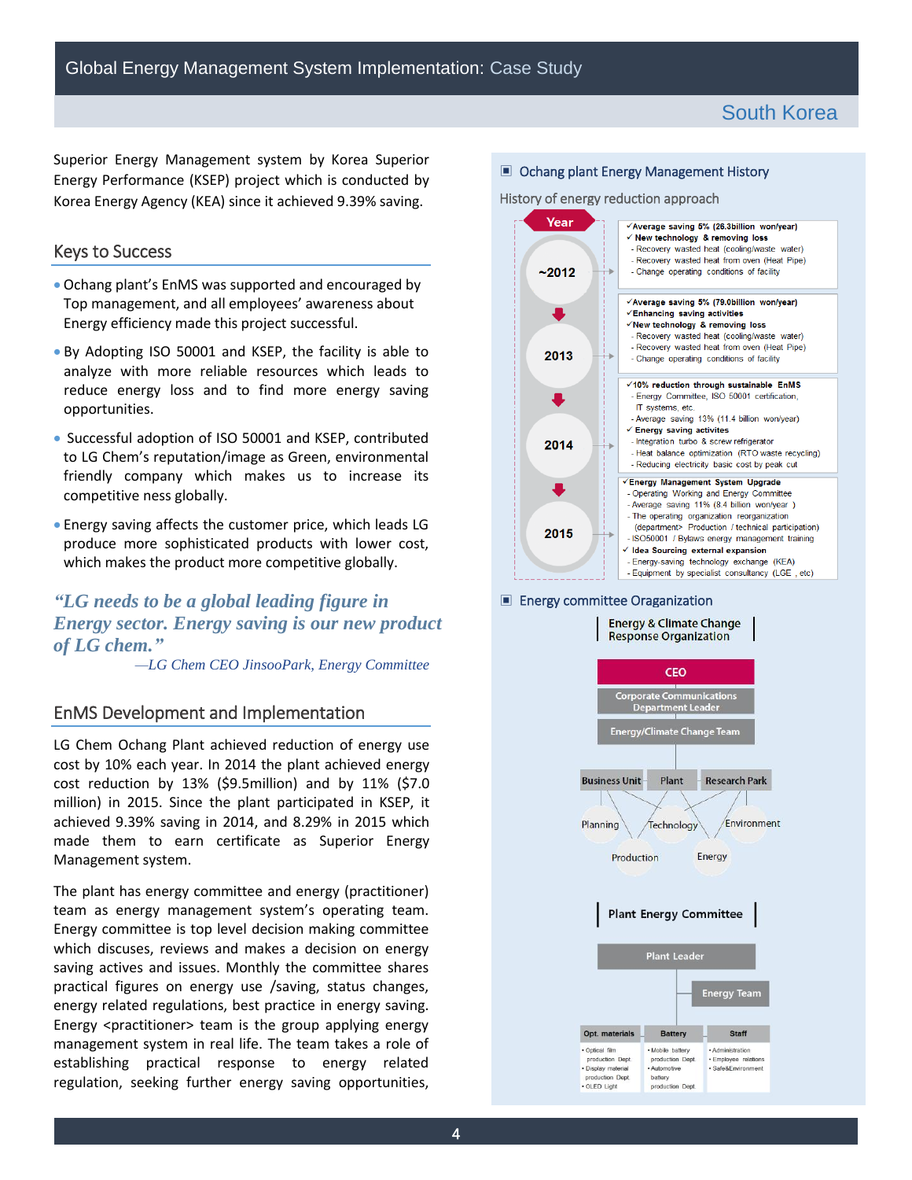# Global Energy Management System Implementation: Case Study

## South Korea

Superior Energy Management system by Korea Superior Energy Performance (KSEP) project which is conducted by Korea Energy Agency (KEA) since it achieved 9.39% saving.

## Keys to Success

- Ochang plant's EnMS was supported and encouraged by Top management, and all employees' awareness about Energy efficiency made this project successful.
- By Adopting ISO 50001 and KSEP, the facility is able to analyze with more reliable resources which leads to reduce energy loss and to find more energy saving opportunities.
- Successful adoption of ISO 50001 and KSEP, contributed to LG Chem's reputation/image as Green, environmental friendly company which makes us to increase its competitive ness globally.
- Energy saving affects the customer price, which leads LG produce more sophisticated products with lower cost, which makes the product more competitive globally.

*"LG needs to be a global leading figure in Energy sector. Energy saving is our new product of LG chem."*

*—LG Chem CEO JinsooPark, Energy Committee*

## EnMS Development and Implementation

LG Chem Ochang Plant achieved reduction of energy use cost by 10% each year. In 2014 the plant achieved energy cost reduction by 13% ($9.5million) and by 11% ($7.0 million) in 2015. Since the plant participated in KSEP, it achieved 9.39% saving in 2014, and 8.29% in 2015 which made them to earn certificate as Superior Energy Management system.

The plant has energy committee and energy (practitioner) team as energy management system's operating team. Energy committee is top level decision making committee which discusses, reviews and makes a decision on energy saving actives and issues. Monthly the committee shares practical figures on energy use /saving, status changes, energy related regulations, best practice in energy saving. Energy <practitioner> team is the group applying energy management system in real life. The team takes a role of establishing practical response to energy related regulation, seeking further energy saving opportunities,

### Ochang plant Energy Management History

History of energy reduction approach

| Year | |
|---|---|
| ~2012 | ✓Average saving 5% (26.3billion won/year)<br>✓ New technology & removing loss<br>- Recovery wasted heat (cooling/waste water)<br>- Recovery wasted heat from oven (Heat Pipe)<br>- Change operating conditions of facility |
| 2013 | ✓Average saving 5% (79.0billion won/year)<br>✓Enhancing saving activities<br>✓New technology & removing loss<br>- Recovery wasted heat (cooling/waste water)<br>- Recovery wasted heat from oven (Heat Pipe)<br>- Change operating conditions of facility |
| 2014 | ✓10% reduction through sustainable EnMS<br>- Energy Committee, ISO 50001 certification, IT systems, etc.<br>- Average saving 13% (11.4 billion won/year)<br>✓ Energy saving activites<br>- Integration turbo & screw refrigerator<br>- Heat balance optimization (RTO waste recycling)<br>- Reducing electricity basic cost by peak cut |
| 2015 | ✓Energy Management System Upgrade<br>- Operating Working and Energy Committee<br>- Average saving 11% (8.4 billion won/year )<br>- The operating organization reorganization (department> Production / technical participation)<br>- ISO50001 / Bylaws energy management training<br>✓ Idea Sourcing external expansion<br>- Energy-saving technology exchange (KEA)<br>- Equipment by specialist consultancy (LGE , etc) |

### Energy committee Oraganization

**Energy & Climate Change Response Organization**

- CEO
  - Corporate Communications Department Leader
    - Energy/Climate Change Team
      - Business Unit, Plant, Research Park
        - Planning, Technology, Environment, Production, Energy

**Plant Energy Committee**

- Plant Leader
  - Energy Team
  - Opt. materials: Optical film production Dept, Display material production Dept, OLED Light
  - Battery: Mobile battery production Dept, Automotive battery production Dept
  - Staff: Administration, Employee relations, Safe&Environment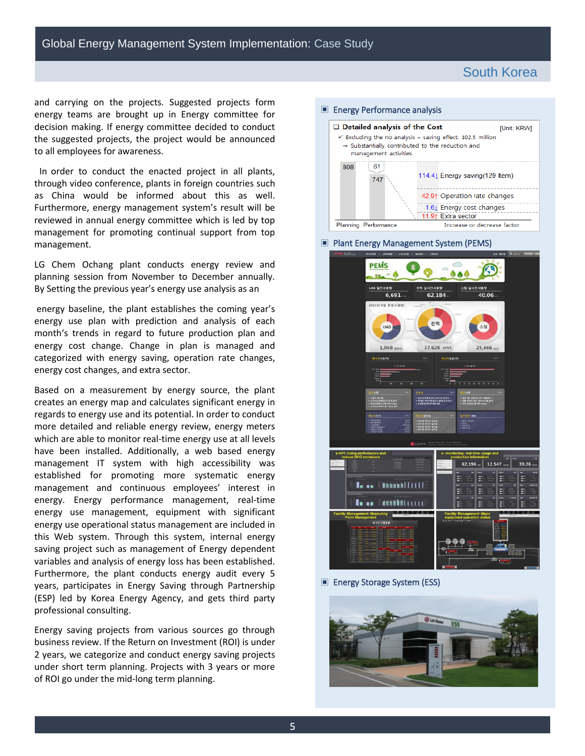## South Korea

and carrying on the projects. Suggested projects form energy teams are brought up in Energy committee for decision making. If energy committee decided to conduct the suggested projects, the project would be announced to all employees for awareness.

In order to conduct the enacted project in all plants, through video conference, plants in foreign countries such as China would be informed about this as well. Furthermore, energy management system's result will be reviewed in annual energy committee which is led by top management for promoting continual support from top management.

LG Chem Ochang plant conducts energy review and planning session from November to December annually. By Setting the previous year's energy use analysis as an energy baseline, the plant establishes the coming year's energy use plan with prediction and analysis of each month's trends in regard to future production plan and energy cost change. Change in plan is managed and categorized with energy saving, operation rate changes, energy cost changes, and extra sector.

Based on a measurement by energy source, the plant creates an energy map and calculates significant energy in regards to energy use and its potential. In order to conduct more detailed and reliable energy review, energy meters which are able to monitor real-time energy use at all levels have been installed. Additionally, a web based energy management IT system with high accessibility was established for promoting more systematic energy management and continuous employees' interest in energy. Energy performance management, real-time energy use management, equipment with significant energy use operational status management are included in this Web system. Through this system, internal energy saving project such as management of Energy dependent variables and analysis of energy loss has been established. Furthermore, the plant conducts energy audit every 5 years, participates in Energy Saving through Partnership (ESP) led by Korea Energy Agency, and gets third party professional consulting.

Energy saving projects from various sources go through business review. If the Return on Investment (ROI) is under 2 years, we categorize and conduct energy saving projects under short term planning. Projects with 3 years or more of ROI go under the mid-long term planning.

### Energy Performance analysis

**Detailed analysis of the Cost** [Unit: KRW]

- ✓ Excluding the no analysis – saving effect: 102.5 million
  - → Substantially contributed to the reduction and management activities

| Planning | Performance | Increase or decrease factor |
|---|---|---|
| 808 | 747 (61) | 114.4↓ Energy saving(129 Item) |
| | | 42.8↑ Operation rate changes |
| | | 1.6↓ Energy cost changes |
| | | 11.9↑ Extra sector |

### Plant Energy Management System (PEMS)

### Energy Storage System (ESS)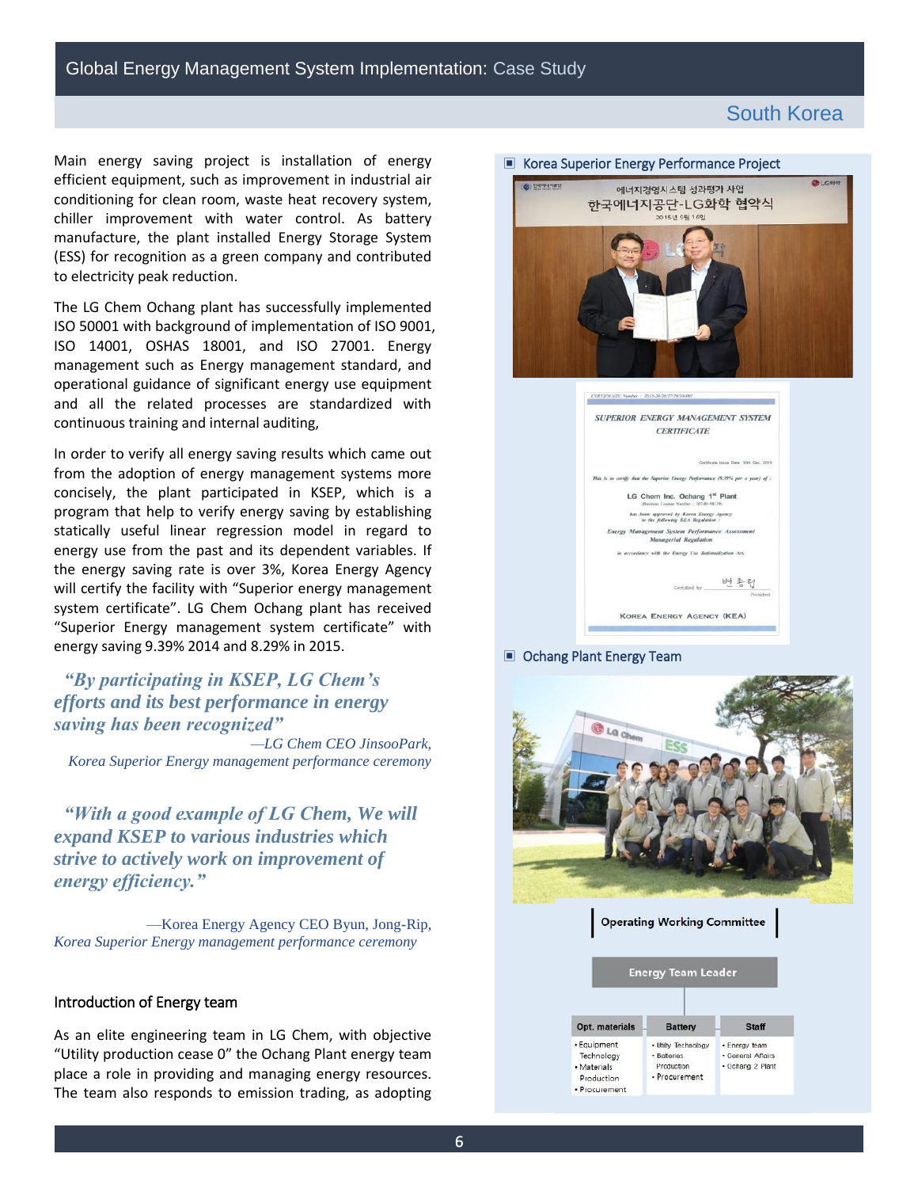Main energy saving project is installation of energy efficient equipment, such as improvement in industrial air conditioning for clean room, waste heat recovery system, chiller improvement with water control. As battery manufacture, the plant installed Energy Storage System (ESS) for recognition as a green company and contributed to electricity peak reduction.

The LG Chem Ochang plant has successfully implemented ISO 50001 with background of implementation of ISO 9001, ISO 14001, OSHAS 18001, and ISO 27001. Energy management such as Energy management standard, and operational guidance of significant energy use equipment and all the related processes are standardized with continuous training and internal auditing,

In order to verify all energy saving results which came out from the adoption of energy management systems more concisely, the plant participated in KSEP, which is a program that help to verify energy saving by establishing statically useful linear regression model in regard to energy use from the past and its dependent variables. If the energy saving rate is over 3%, Korea Energy Agency will certify the facility with "Superior energy management system certificate". LG Chem Ochang plant has received "Superior Energy management system certificate" with energy saving 9.39% 2014 and 8.29% in 2015.

> ***"By participating in KSEP, LG Chem's efforts and its best performance in energy saving has been recognized"***
>
> *—LG Chem CEO JinsooPark, Korea Superior Energy management performance ceremony*

> ***"With a good example of LG Chem, We will expand KSEP to various industries which strive to actively work on improvement of energy efficiency."***
>
> *—Korea Energy Agency CEO Byun, Jong-Rip, Korea Superior Energy management performance ceremony*

### Introduction of Energy team

As an elite engineering team in LG Chem, with objective "Utility production cease 0" the Ochang Plant energy team place a role in providing and managing energy resources. The team also responds to emission trading, as adopting

**▣ Korea Superior Energy Performance Project**

에너지경영시스템 성과평가 사업
한국에너지공단-LG화학 협약식
2015년 9월 16일

SUPERIOR ENERGY MANAGEMENT SYSTEM CERTIFICATE

Certificate Issue Date: 10th Dec 2015

This is to certify that the Superior Energy Performance (9.39% per a year) of :

LG Chem Inc. Ochang 1st Plant

has been approved by Korea Energy Agency to the following KEA Regulation :

Energy Management System Performance Assessment Managerial Regulation

in accordance with the Energy Use Rationalization Act.

Certified by 변종립, President

KOREA ENERGY AGENCY (KEA)

**▣ Ochang Plant Energy Team**

**Operating Working Committee**

**Energy Team Leader**

| Opt. materials | Battery | Staff |
|---|---|---|
| • Equipment Technology<br>• Materials Production<br>• Procurement | • Utility Technology<br>• Batteries Production<br>• Procurement | • Energy team<br>• General Affairs<br>• Ochang 2 Plant |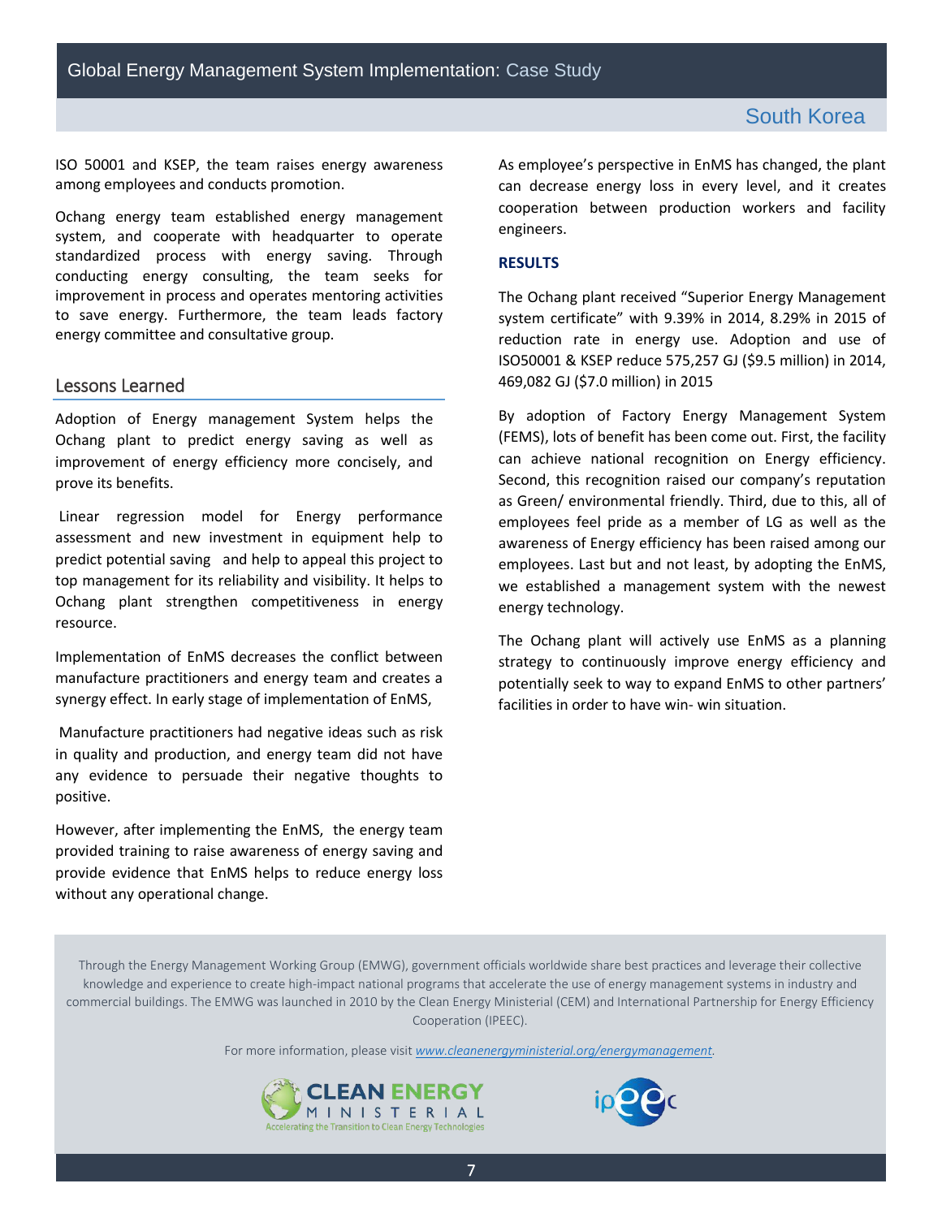ISO 50001 and KSEP, the team raises energy awareness among employees and conducts promotion.

Ochang energy team established energy management system, and cooperate with headquarter to operate standardized process with energy saving. Through conducting energy consulting, the team seeks for improvement in process and operates mentoring activities to save energy. Furthermore, the team leads factory energy committee and consultative group.

## Lessons Learned

Adoption of Energy management System helps the Ochang plant to predict energy saving as well as improvement of energy efficiency more concisely, and prove its benefits.

Linear regression model for Energy performance assessment and new investment in equipment help to predict potential saving and help to appeal this project to top management for its reliability and visibility. It helps to Ochang plant strengthen competitiveness in energy resource.

Implementation of EnMS decreases the conflict between manufacture practitioners and energy team and creates a synergy effect. In early stage of implementation of EnMS,

Manufacture practitioners had negative ideas such as risk in quality and production, and energy team did not have any evidence to persuade their negative thoughts to positive.

However, after implementing the EnMS, the energy team provided training to raise awareness of energy saving and provide evidence that EnMS helps to reduce energy loss without any operational change.

As employee's perspective in EnMS has changed, the plant can decrease energy loss in every level, and it creates cooperation between production workers and facility engineers.

### RESULTS

The Ochang plant received "Superior Energy Management system certificate" with 9.39% in 2014, 8.29% in 2015 of reduction rate in energy use. Adoption and use of ISO50001 & KSEP reduce 575,257 GJ ($9.5 million) in 2014, 469,082 GJ ($7.0 million) in 2015

By adoption of Factory Energy Management System (FEMS), lots of benefit has been come out. First, the facility can achieve national recognition on Energy efficiency. Second, this recognition raised our company's reputation as Green/ environmental friendly. Third, due to this, all of employees feel pride as a member of LG as well as the awareness of Energy efficiency has been raised among our employees. Last but and not least, by adopting the EnMS, we established a management system with the newest energy technology.

The Ochang plant will actively use EnMS as a planning strategy to continuously improve energy efficiency and potentially seek to way to expand EnMS to other partners' facilities in order to have win- win situation.

Through the Energy Management Working Group (EMWG), government officials worldwide share best practices and leverage their collective knowledge and experience to create high-impact national programs that accelerate the use of energy management systems in industry and commercial buildings. The EMWG was launched in 2010 by the Clean Energy Ministerial (CEM) and International Partnership for Energy Efficiency Cooperation (IPEEC).

For more information, please visit *www.cleanenergyministerial.org/energymanagement*.

CLEAN ENERGY MINISTERIAL
Accelerating the Transition to Clean Energy Technologies

ipeec